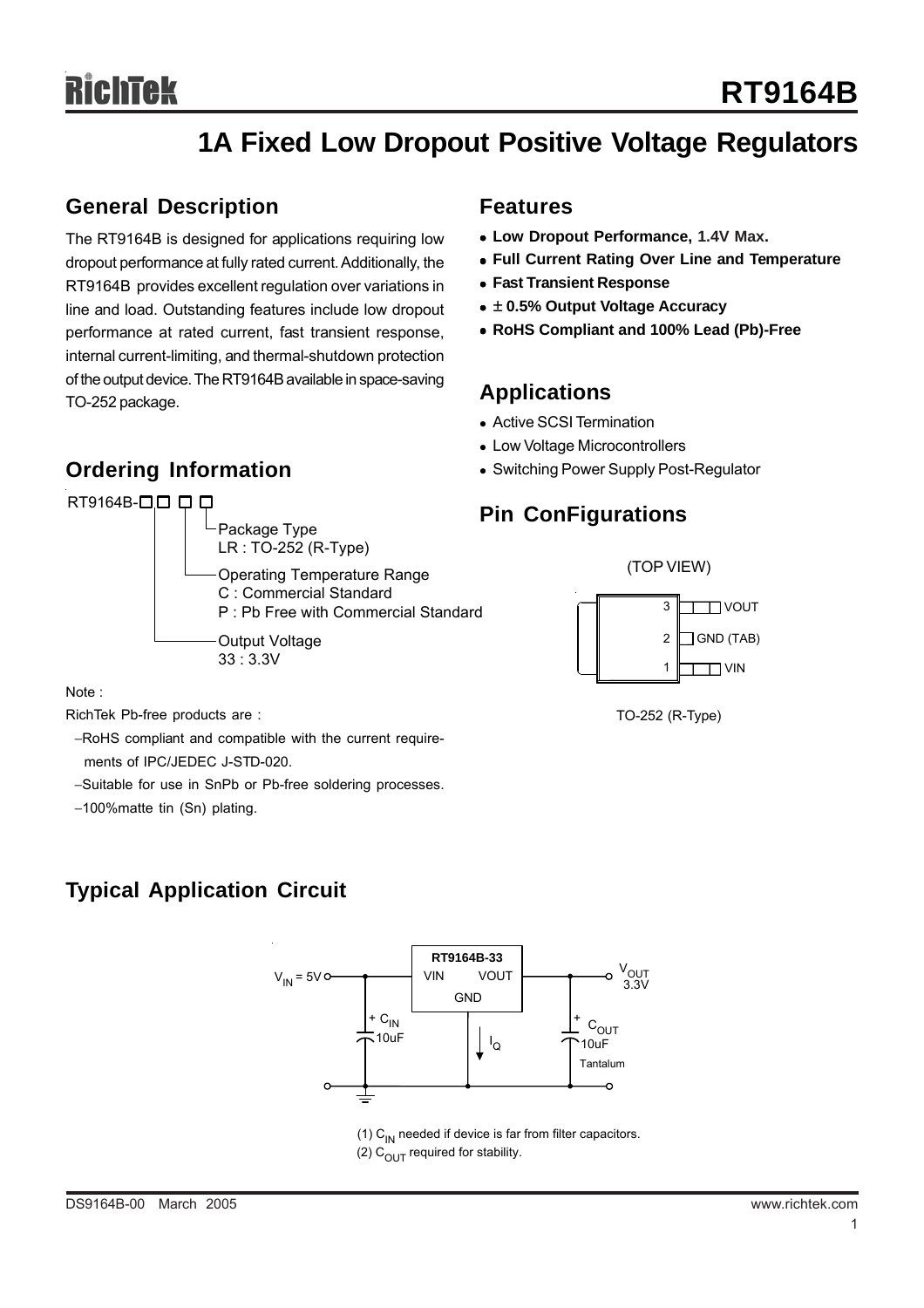# RT9164B

## 1A Fixed Low Dropout Positive Voltage Regulators

## General Description

The RT9164B is designed for applications requiring low dropout performance at fully rated current. Additionally, the RT9164B provides excellent regulation over variations in line and load. Outstanding features include low dropout performance at rated current, fast transient response, internal current-limiting, and thermal-shutdown protection of the output device. The RT9164B available in space-saving TO-252 package.

## Ordering Information

RT9164B-□□ □ □

- Package Type
  - LR : TO-252 (R-Type)
- Operating Temperature Range
  - C : Commercial Standard
  - P : Pb Free with Commercial Standard
- Output Voltage
  - 33 : 3.3V

Note :

RichTek Pb-free products are :

- −RoHS compliant and compatible with the current requirements of IPC/JEDEC J-STD-020.
- −Suitable for use in SnPb or Pb-free soldering processes.
- −100%matte tin (Sn) plating.

## Features

- **Low Dropout Performance, 1.4V Max.**
- **Full Current Rating Over Line and Temperature**
- **Fast Transient Response**
- **± 0.5% Output Voltage Accuracy**
- **RoHS Compliant and 100% Lead (Pb)-Free**

## Applications

- Active SCSI Termination
- Low Voltage Microcontrollers
- Switching Power Supply Post-Regulator

## Pin ConFigurations

(TOP VIEW)

3 VOUT
2 GND (TAB)
1 VIN

TO-252 (R-Type)

## Typical Application Circuit

RT9164B-33: VIN, VOUT, GND

$V_{IN}$ = 5V; $C_{IN}$ 10uF; $I_Q$; $C_{OUT}$ 10uF Tantalum; $V_{OUT}$ 3.3V

(1) $C_{IN}$ needed if device is far from filter capacitors.
(2) $C_{OUT}$ required for stability.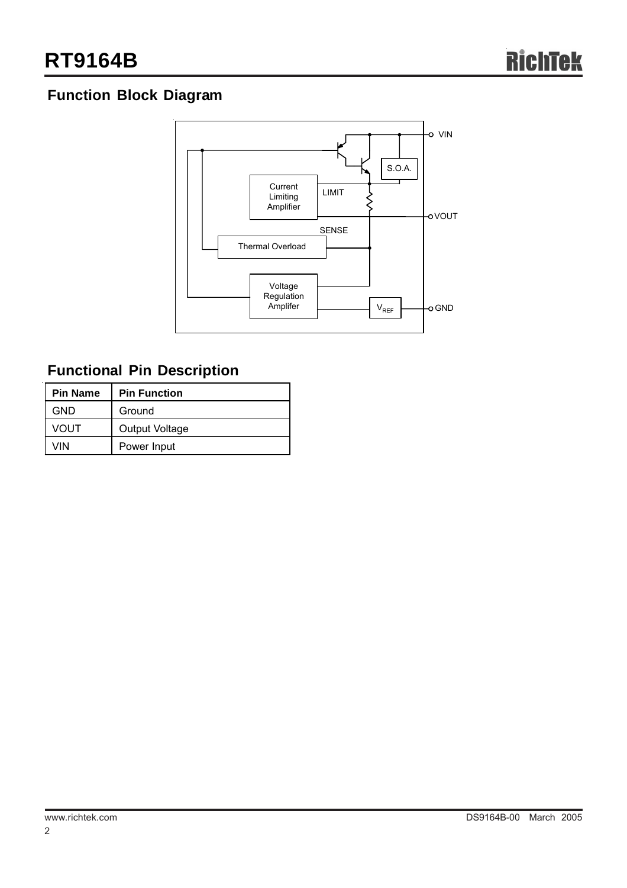## Function Block Diagram

## Functional Pin Description

| Pin Name | Pin Function |
|---|---|
| GND | Ground |
| VOUT | Output Voltage |
| VIN | Power Input |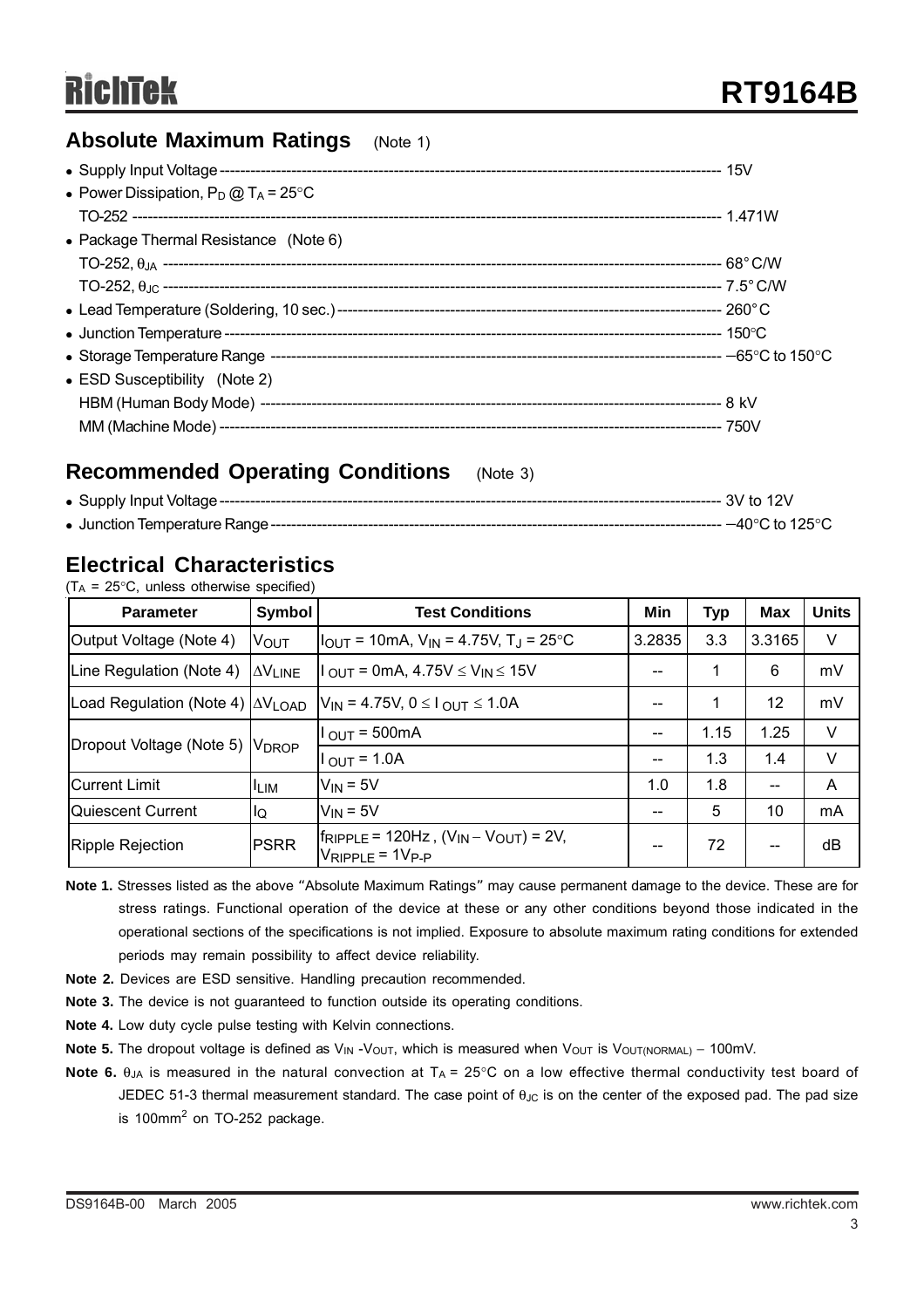## Absolute Maximum Ratings (Note 1)

- Supply Input Voltage ---------------------------------------------------------------------------------------------------- 15V
- Power Dissipation, $P_D$ @ $T_A$ = 25°C
  TO-252 ------------------------------------------------------------------------------------------------------------------------ 1.471W
- Package Thermal Resistance (Note 6)
  TO-252, $\theta_{JA}$ ------------------------------------------------------------------------------------------------------------------ 68°C/W
  TO-252, $\theta_{JC}$ ------------------------------------------------------------------------------------------------------------------ 7.5°C/W
- Lead Temperature (Soldering, 10 sec.) ---------------------------------------------------------------------------- 260°C
- Junction Temperature ---------------------------------------------------------------------------------------------------- 150°C
- Storage Temperature Range --------------------------------------------------------------------------------------------- −65°C to 150°C
- ESD Susceptibility (Note 2)
  HBM (Human Body Mode) ----------------------------------------------------------------------------------------------- 8 kV
  MM (Machine Mode) --------------------------------------------------------------------------------------------------------- 750V

## Recommended Operating Conditions (Note 3)

- Supply Input Voltage ---------------------------------------------------------------------------------------------------- 3V to 12V
- Junction Temperature Range ------------------------------------------------------------------------------------------- −40°C to 125°C

## Electrical Characteristics

($T_A$ = 25°C, unless otherwise specified)

| Parameter | Symbol | Test Conditions | Min | Typ | Max | Units |
|---|---|---|---|---|---|---|
| Output Voltage (Note 4) | $V_{OUT}$ | $I_{OUT}$ = 10mA, $V_{IN}$ = 4.75V, $T_J$ = 25°C | 3.2835 | 3.3 | 3.3165 | V |
| Line Regulation (Note 4) | $\Delta V_{LINE}$ | $I_{OUT}$ = 0mA, 4.75V ≤ $V_{IN}$ ≤ 15V | -- | 1 | 6 | mV |
| Load Regulation (Note 4) | $\Delta V_{LOAD}$ | $V_{IN}$ = 4.75V, 0 ≤ $I_{OUT}$ ≤ 1.0A | -- | 1 | 12 | mV |
| Dropout Voltage (Note 5) | $V_{DROP}$ | $I_{OUT}$ = 500mA | -- | 1.15 | 1.25 | V |
| | | $I_{OUT}$ = 1.0A | -- | 1.3 | 1.4 | V |
| Current Limit | $I_{LIM}$ | $V_{IN}$ = 5V | 1.0 | 1.8 | -- | A |
| Quiescent Current | $I_Q$ | $V_{IN}$ = 5V | -- | 5 | 10 | mA |
| Ripple Rejection | PSRR | $f_{RIPPLE}$ = 120Hz, ($V_{IN} - V_{OUT}$) = 2V, $V_{RIPPLE}$ = $1V_{P-P}$ | -- | 72 | -- | dB |

**Note 1.** Stresses listed as the above "Absolute Maximum Ratings" may cause permanent damage to the device. These are for stress ratings. Functional operation of the device at these or any other conditions beyond those indicated in the operational sections of the specifications is not implied. Exposure to absolute maximum rating conditions for extended periods may remain possibility to affect device reliability.

**Note 2.** Devices are ESD sensitive. Handling precaution recommended.

**Note 3.** The device is not guaranteed to function outside its operating conditions.

**Note 4.** Low duty cycle pulse testing with Kelvin connections.

**Note 5.** The dropout voltage is defined as $V_{IN}$ - $V_{OUT}$, which is measured when $V_{OUT}$ is $V_{OUT(NORMAL)}$ − 100mV.

**Note 6.** $\theta_{JA}$ is measured in the natural convection at $T_A$ = 25°C on a low effective thermal conductivity test board of JEDEC 51-3 thermal measurement standard. The case point of $\theta_{JC}$ is on the center of the exposed pad. The pad size is 100mm$^2$ on TO-252 package.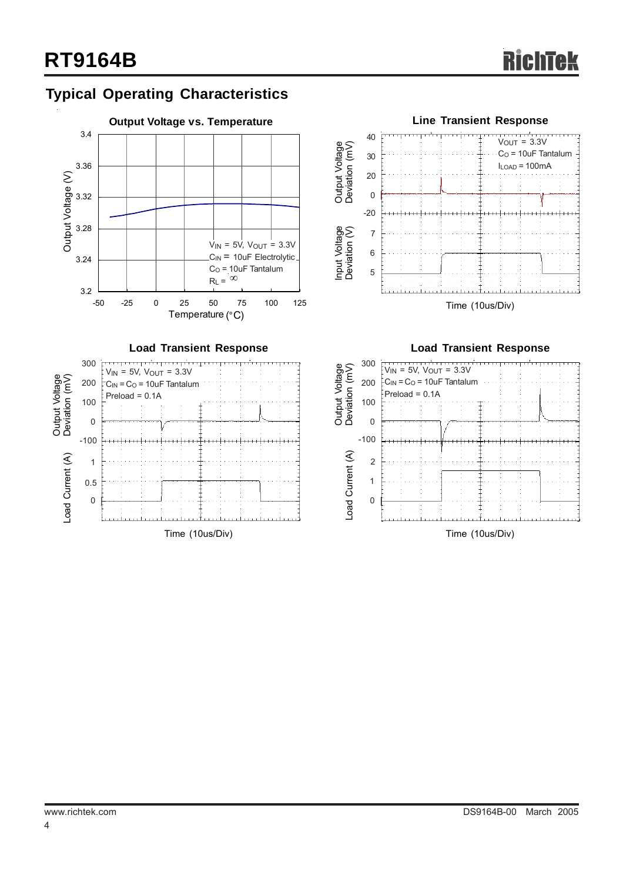## Typical Operating Characteristics

**Output Voltage vs. Temperature**

Output Voltage (V) vs. Temperature (°C)

$V_{IN}$ = 5V, $V_{OUT}$ = 3.3V
$C_{IN}$ = 10uF Electrolytic
$C_O$ = 10uF Tantalum
$R_L$ = ∞

**Line Transient Response**

Output Voltage Deviation (mV); Input Voltage Deviation (V); Time (10us/Div)

$V_{OUT}$ = 3.3V
$C_O$ = 10uF Tantalum
$I_{LOAD}$ = 100mA

**Load Transient Response**

Output Voltage Deviation (mV); Load Current (A); Time (10us/Div)

$V_{IN}$ = 5V, $V_{OUT}$ = 3.3V
$C_{IN}$ = $C_O$ = 10uF Tantalum
Preload = 0.1A

**Load Transient Response**

Output Voltage Deviation (mV); Load Current (A); Time (10us/Div)

$V_{IN}$ = 5V, $V_{OUT}$ = 3.3V
$C_{IN}$ = $C_O$ = 10uF Tantalum
Preload = 0.1A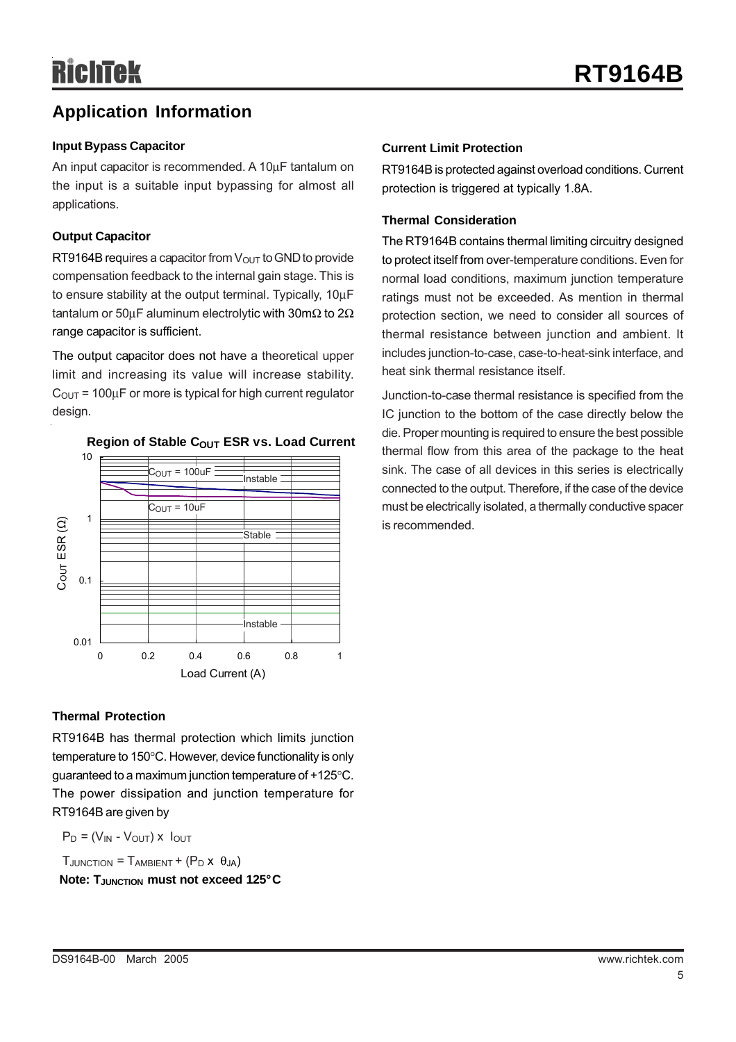## Application Information

### Input Bypass Capacitor

An input capacitor is recommended. A 10μF tantalum on the input is a suitable input bypassing for almost all applications.

### Output Capacitor

RT9164B requires a capacitor from $V_{OUT}$ to GND to provide compensation feedback to the internal gain stage. This is to ensure stability at the output terminal. Typically, 10μF tantalum or 50μF aluminum electrolytic with 30mΩ to 2Ω range capacitor is sufficient.

The output capacitor does not have a theoretical upper limit and increasing its value will increase stability. $C_{OUT}$ = 100μF or more is typical for high current regulator design.

**Region of Stable $C_{OUT}$ ESR vs. Load Current**

### Thermal Protection

RT9164B has thermal protection which limits junction temperature to 150°C. However, device functionality is only guaranteed to a maximum junction temperature of +125°C. The power dissipation and junction temperature for RT9164B are given by

$P_D = (V_{IN} - V_{OUT}) \times I_{OUT}$

$T_{JUNCTION} = T_{AMBIENT} + (P_D \times \theta_{JA})$

**Note: $T_{JUNCTION}$ must not exceed 125°C**

### Current Limit Protection

RT9164B is protected against overload conditions. Current protection is triggered at typically 1.8A.

### Thermal Consideration

The RT9164B contains thermal limiting circuitry designed to protect itself from over-temperature conditions. Even for normal load conditions, maximum junction temperature ratings must not be exceeded. As mention in thermal protection section, we need to consider all sources of thermal resistance between junction and ambient. It includes junction-to-case, case-to-heat-sink interface, and heat sink thermal resistance itself.

Junction-to-case thermal resistance is specified from the IC junction to the bottom of the case directly below the die. Proper mounting is required to ensure the best possible thermal flow from this area of the package to the heat sink. The case of all devices in this series is electrically connected to the output. Therefore, if the case of the device must be electrically isolated, a thermally conductive spacer is recommended.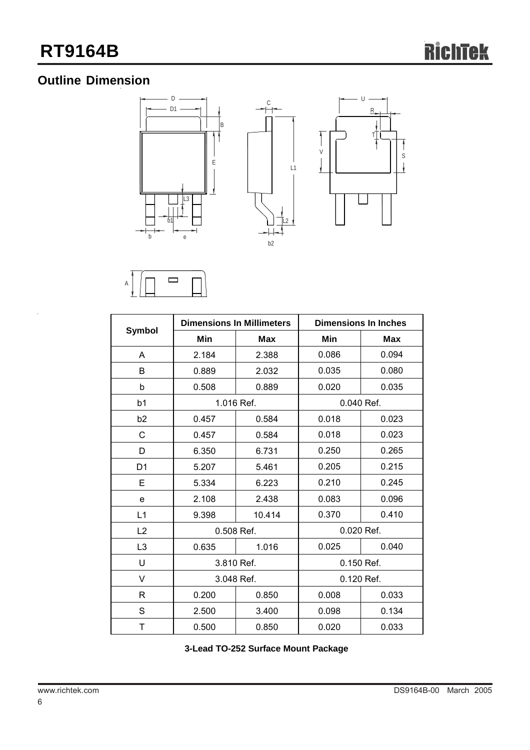## Outline Dimension

| Symbol | Dimensions In Millimeters | | Dimensions In Inches | |
|---|---|---|---|---|
| | Min | Max | Min | Max |
| A | 2.184 | 2.388 | 0.086 | 0.094 |
| B | 0.889 | 2.032 | 0.035 | 0.080 |
| b | 0.508 | 0.889 | 0.020 | 0.035 |
| b1 | 1.016 Ref. | | 0.040 Ref. | |
| b2 | 0.457 | 0.584 | 0.018 | 0.023 |
| C | 0.457 | 0.584 | 0.018 | 0.023 |
| D | 6.350 | 6.731 | 0.250 | 0.265 |
| D1 | 5.207 | 5.461 | 0.205 | 0.215 |
| E | 5.334 | 6.223 | 0.210 | 0.245 |
| e | 2.108 | 2.438 | 0.083 | 0.096 |
| L1 | 9.398 | 10.414 | 0.370 | 0.410 |
| L2 | 0.508 Ref. | | 0.020 Ref. | |
| L3 | 0.635 | 1.016 | 0.025 | 0.040 |
| U | 3.810 Ref. | | 0.150 Ref. | |
| V | 3.048 Ref. | | 0.120 Ref. | |
| R | 0.200 | 0.850 | 0.008 | 0.033 |
| S | 2.500 | 3.400 | 0.098 | 0.134 |
| T | 0.500 | 0.850 | 0.020 | 0.033 |

**3-Lead TO-252 Surface Mount Package**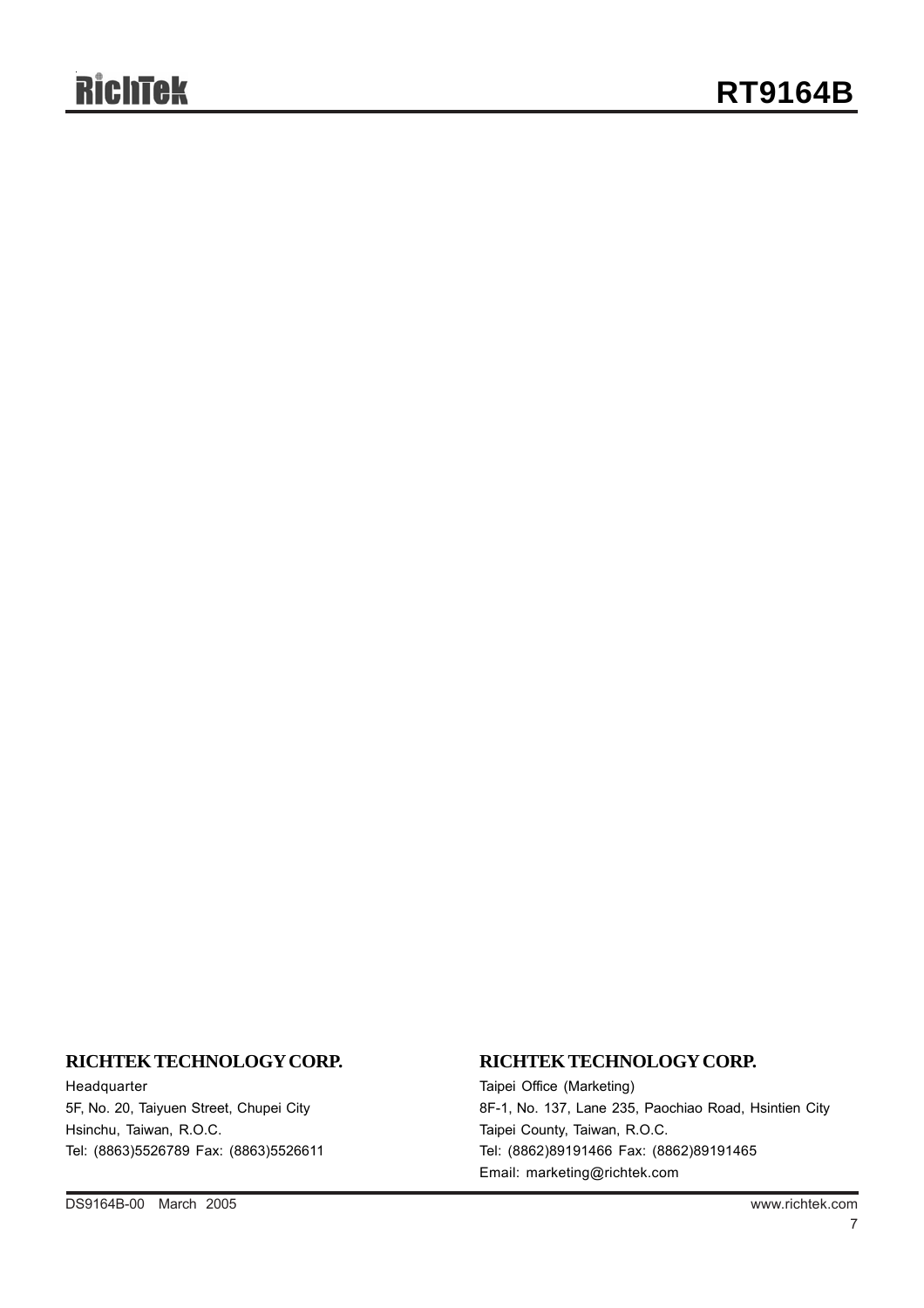**RICHTEK TECHNOLOGY CORP.**

Headquarter

5F, No. 20, Taiyuen Street, Chupei City

Hsinchu, Taiwan, R.O.C.

Tel: (8863)5526789 Fax: (8863)5526611

**RICHTEK TECHNOLOGY CORP.**

Taipei Office (Marketing)

8F-1, No. 137, Lane 235, Paochiao Road, Hsintien City

Taipei County, Taiwan, R.O.C.

Tel: (8862)89191466 Fax: (8862)89191465

Email: marketing@richtek.com